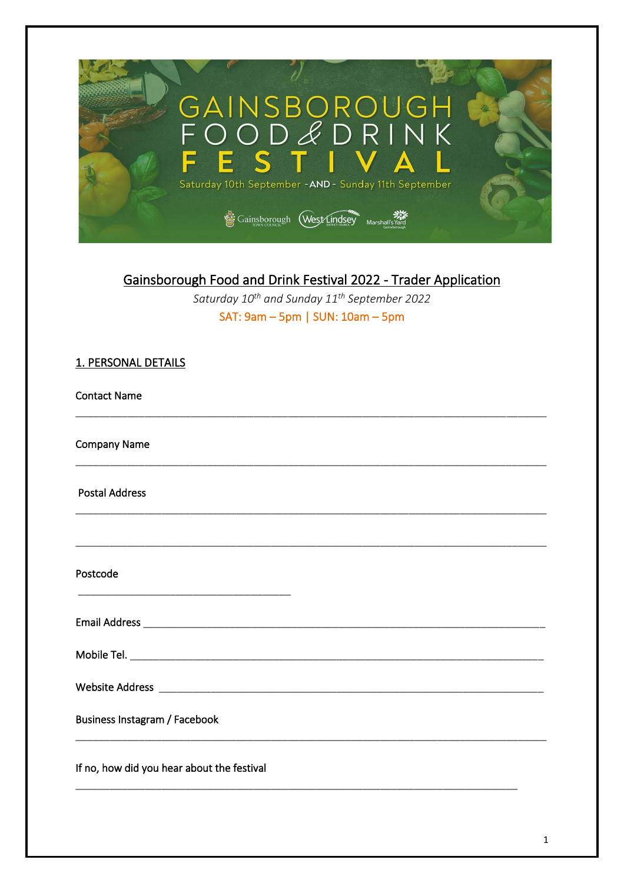# Gainsborough Food and Drink Festival 2022 - Trader Application

*Saturday 10th and Sunday 11th September 2022*

SAT: 9am – 5pm | SUN: 10am – 5pm

## 1. PERSONAL DETAILS

Contact Name

______________________________________________________________________________

Company Name

______________________________________________________________________________

Postal Address

______________________________________________________________________________

______________________________________________________________________________

Postcode

___________________________________

Email Address ________________________________________________________________

Mobile Tel. __________________________________________________________________

Website Address ______________________________________________________________

Business Instagram / Facebook

______________________________________________________________________________

If no, how did you hear about the festival

_________________________________________________________________________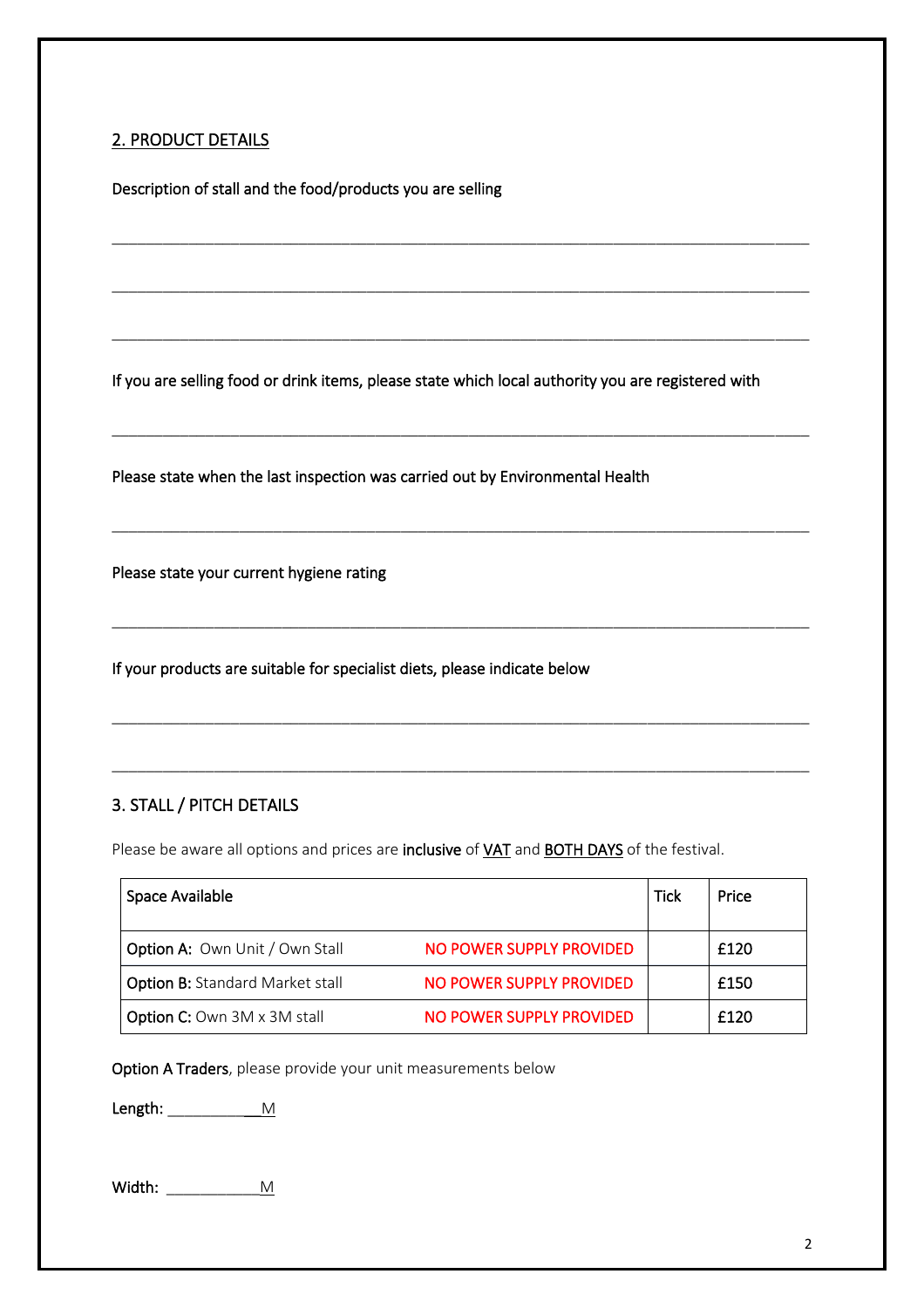## 2. PRODUCT DETAILS

Description of stall and the food/products you are selling

_______________________________________________________________________________

_______________________________________________________________________________

_______________________________________________________________________________

If you are selling food or drink items, please state which local authority you are registered with

_______________________________________________________________________________

Please state when the last inspection was carried out by Environmental Health

_______________________________________________________________________________

Please state your current hygiene rating

_______________________________________________________________________________

If your products are suitable for specialist diets, please indicate below

_______________________________________________________________________________

_______________________________________________________________________________

## 3. STALL / PITCH DETAILS

Please be aware all options and prices are **inclusive** of VAT and BOTH DAYS of the festival.

| Space Available | | Tick | Price |
|---|---|---|---|
| **Option A:** Own Unit / Own Stall | NO POWER SUPPLY PROVIDED | | £120 |
| **Option B:** Standard Market stall | NO POWER SUPPLY PROVIDED | | £150 |
| **Option C:** Own 3M x 3M stall | NO POWER SUPPLY PROVIDED | | £120 |

**Option A Traders**, please provide your unit measurements below

Length: ____________M

Width: ____________M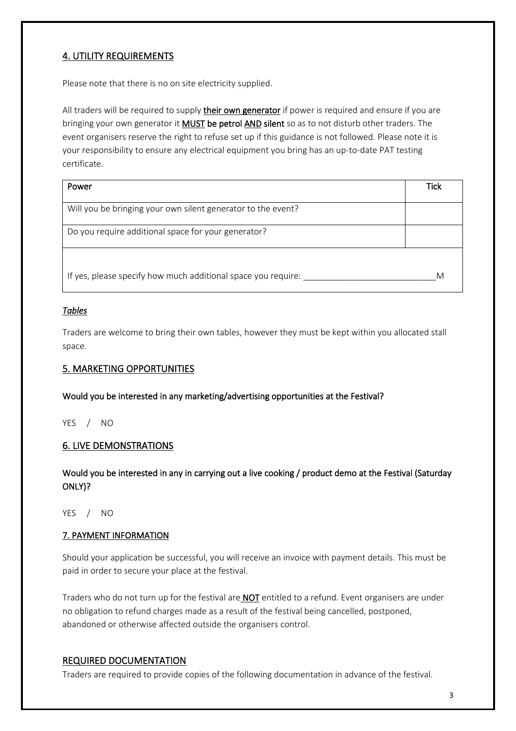## 4. UTILITY REQUIREMENTS

Please note that there is no on site electricity supplied.

All traders will be required to supply **their own generator** if power is required and ensure if you are bringing your own generator it **MUST be petrol AND silent** so as to not disturb other traders. The event organisers reserve the right to refuse set up if this guidance is not followed. Please note it is your responsibility to ensure any electrical equipment you bring has an up-to-date PAT testing certificate.

| Power | Tick |
| --- | --- |
| Will you be bringing your own silent generator to the event? | |
| Do you require additional space for your generator? | |
| If yes, please specify how much additional space you require: ____________________________M | |

### *Tables*

Traders are welcome to bring their own tables, however they must be kept within you allocated stall space.

## 5. MARKETING OPPORTUNITIES

**Would you be interested in any marketing/advertising opportunities at the Festival?**

YES / NO

## 6. LIVE DEMONSTRATIONS

**Would you be interested in any in carrying out a live cooking / product demo at the Festival (Saturday ONLY)?**

YES / NO

## 7. PAYMENT INFORMATION

Should your application be successful, you will receive an invoice with payment details. This must be paid in order to secure your place at the festival.

Traders who do not turn up for the festival are **NOT** entitled to a refund. Event organisers are under no obligation to refund charges made as a result of the festival being cancelled, postponed, abandoned or otherwise affected outside the organisers control.

## REQUIRED DOCUMENTATION

Traders are required to provide copies of the following documentation in advance of the festival.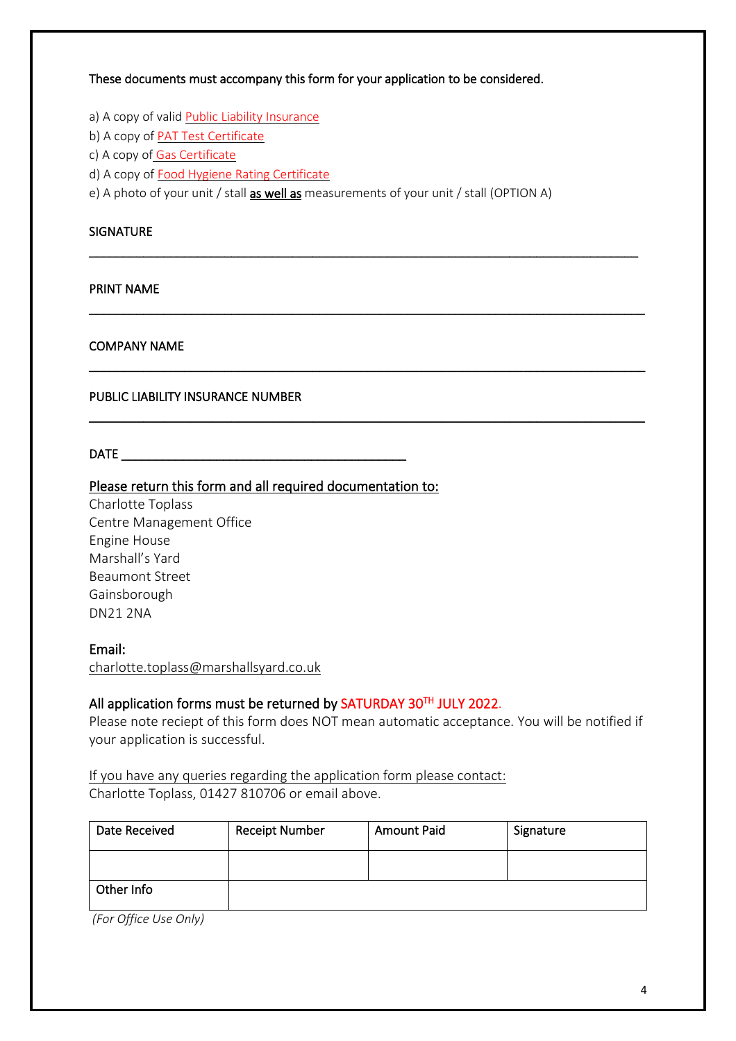These documents must accompany this form for your application to be considered.

a) A copy of valid Public Liability Insurance
b) A copy of PAT Test Certificate
c) A copy of Gas Certificate
d) A copy of Food Hygiene Rating Certificate
e) A photo of your unit / stall **as well as** measurements of your unit / stall (OPTION A)

SIGNATURE

\_\_\_\_\_\_\_\_\_\_\_\_\_\_\_\_\_\_\_\_\_\_\_\_\_\_\_\_\_\_\_\_\_\_\_\_\_\_\_\_\_\_\_\_\_\_\_\_\_\_\_\_\_\_\_\_\_\_\_\_\_\_\_\_

PRINT NAME

\_\_\_\_\_\_\_\_\_\_\_\_\_\_\_\_\_\_\_\_\_\_\_\_\_\_\_\_\_\_\_\_\_\_\_\_\_\_\_\_\_\_\_\_\_\_\_\_\_\_\_\_\_\_\_\_\_\_\_\_\_\_\_\_

COMPANY NAME

\_\_\_\_\_\_\_\_\_\_\_\_\_\_\_\_\_\_\_\_\_\_\_\_\_\_\_\_\_\_\_\_\_\_\_\_\_\_\_\_\_\_\_\_\_\_\_\_\_\_\_\_\_\_\_\_\_\_\_\_\_\_\_\_

PUBLIC LIABILITY INSURANCE NUMBER

\_\_\_\_\_\_\_\_\_\_\_\_\_\_\_\_\_\_\_\_\_\_\_\_\_\_\_\_\_\_\_\_\_\_\_\_\_\_\_\_\_\_\_\_\_\_\_\_\_\_\_\_\_\_\_\_\_\_\_\_\_\_\_\_

DATE \_\_\_\_\_\_\_\_\_\_\_\_\_\_\_\_\_\_\_\_\_\_\_\_\_\_\_\_\_\_\_\_\_\_\_\_

Please return this form and all required documentation to:

Charlotte Toplass
Centre Management Office
Engine House
Marshall's Yard
Beaumont Street
Gainsborough
DN21 2NA

Email:
charlotte.toplass@marshallsyard.co.uk

All application forms must be returned by SATURDAY 30TH JULY 2022.
Please note reciept of this form does NOT mean automatic acceptance. You will be notified if your application is successful.

If you have any queries regarding the application form please contact:
Charlotte Toplass, 01427 810706 or email above.

| Date Received | Receipt Number | Amount Paid | Signature |
|---|---|---|---|
| | | | |
| Other Info | | | |

*(For Office Use Only)*